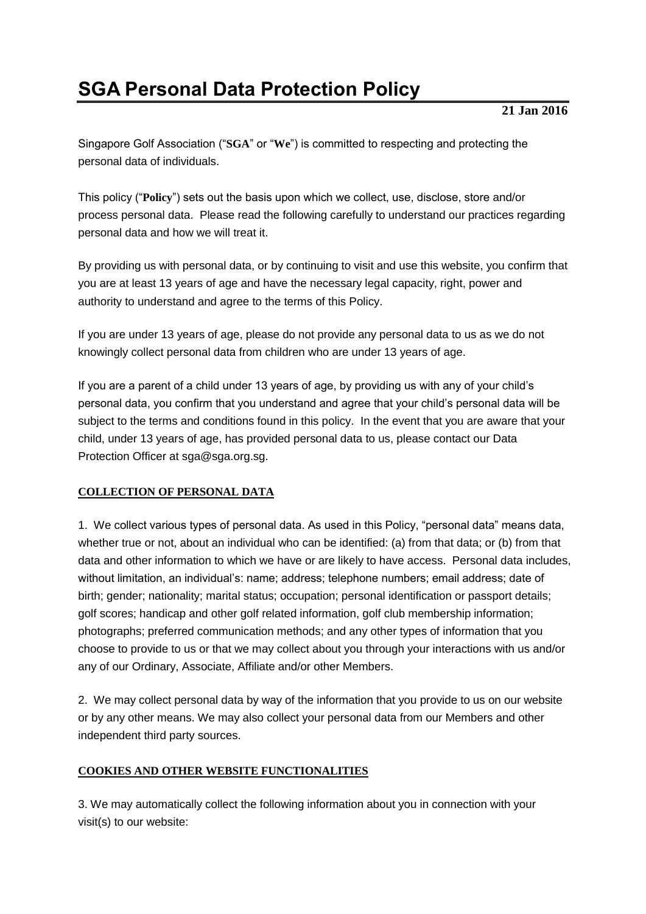# SGA Personal Data Protection Policy

**21 Jan 2016**

Singapore Golf Association ("**SGA**" or "**We**") is committed to respecting and protecting the personal data of individuals.

This policy ("**Policy**") sets out the basis upon which we collect, use, disclose, store and/or process personal data. Please read the following carefully to understand our practices regarding personal data and how we will treat it.

By providing us with personal data, or by continuing to visit and use this website, you confirm that you are at least 13 years of age and have the necessary legal capacity, right, power and authority to understand and agree to the terms of this Policy.

If you are under 13 years of age, please do not provide any personal data to us as we do not knowingly collect personal data from children who are under 13 years of age.

If you are a parent of a child under 13 years of age, by providing us with any of your child's personal data, you confirm that you understand and agree that your child's personal data will be subject to the terms and conditions found in this policy. In the event that you are aware that your child, under 13 years of age, has provided personal data to us, please contact our Data Protection Officer at sga@sga.org.sg.

**COLLECTION OF PERSONAL DATA**

1. We collect various types of personal data. As used in this Policy, "personal data" means data, whether true or not, about an individual who can be identified: (a) from that data; or (b) from that data and other information to which we have or are likely to have access. Personal data includes, without limitation, an individual's: name; address; telephone numbers; email address; date of birth; gender; nationality; marital status; occupation; personal identification or passport details; golf scores; handicap and other golf related information, golf club membership information; photographs; preferred communication methods; and any other types of information that you choose to provide to us or that we may collect about you through your interactions with us and/or any of our Ordinary, Associate, Affiliate and/or other Members.

2. We may collect personal data by way of the information that you provide to us on our website or by any other means. We may also collect your personal data from our Members and other independent third party sources.

**COOKIES AND OTHER WEBSITE FUNCTIONALITIES**

3. We may automatically collect the following information about you in connection with your visit(s) to our website: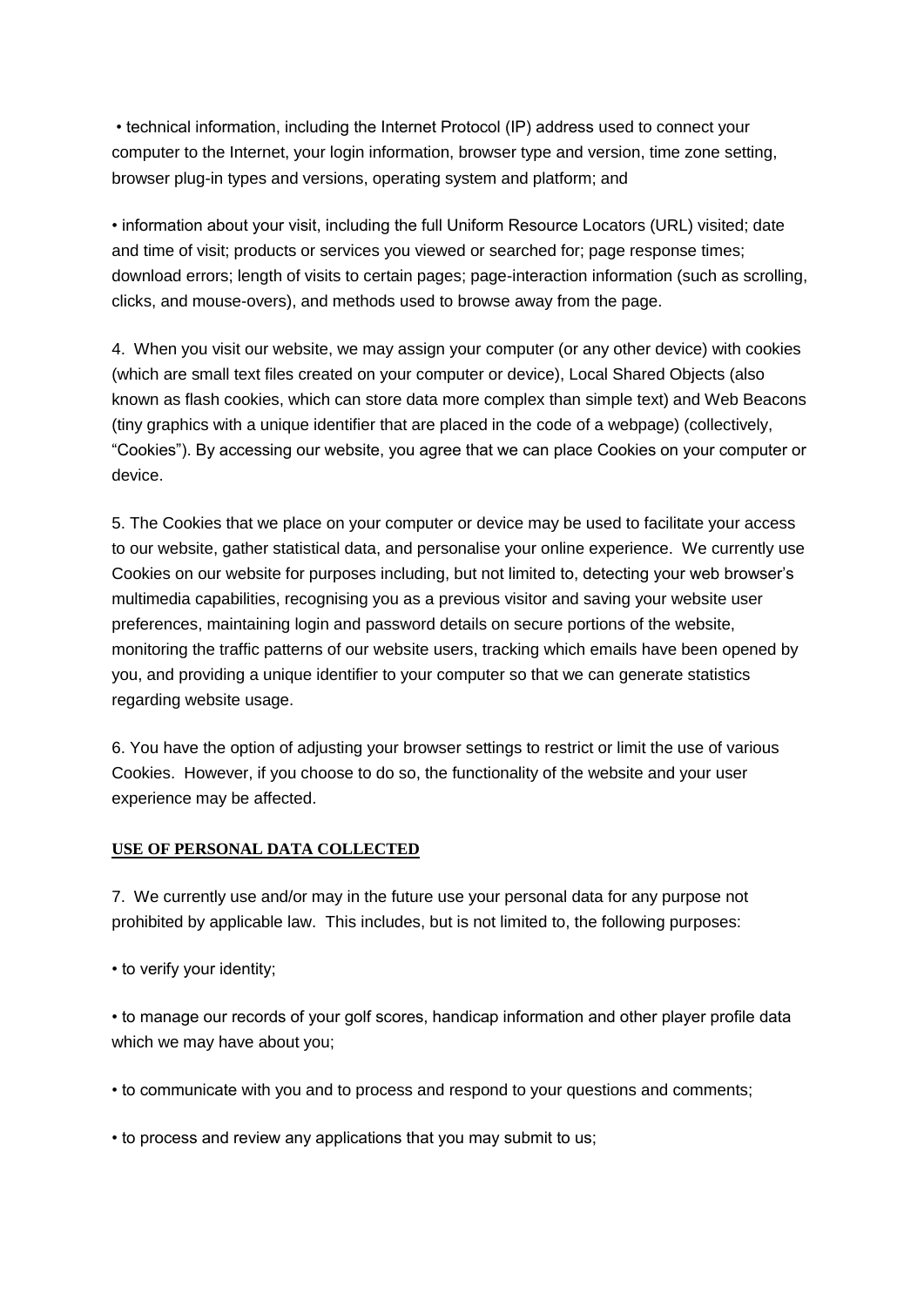- technical information, including the Internet Protocol (IP) address used to connect your computer to the Internet, your login information, browser type and version, time zone setting, browser plug-in types and versions, operating system and platform; and

- information about your visit, including the full Uniform Resource Locators (URL) visited; date and time of visit; products or services you viewed or searched for; page response times; download errors; length of visits to certain pages; page-interaction information (such as scrolling, clicks, and mouse-overs), and methods used to browse away from the page.

4. When you visit our website, we may assign your computer (or any other device) with cookies (which are small text files created on your computer or device), Local Shared Objects (also known as flash cookies, which can store data more complex than simple text) and Web Beacons (tiny graphics with a unique identifier that are placed in the code of a webpage) (collectively, "Cookies"). By accessing our website, you agree that we can place Cookies on your computer or device.

5. The Cookies that we place on your computer or device may be used to facilitate your access to our website, gather statistical data, and personalise your online experience. We currently use Cookies on our website for purposes including, but not limited to, detecting your web browser's multimedia capabilities, recognising you as a previous visitor and saving your website user preferences, maintaining login and password details on secure portions of the website, monitoring the traffic patterns of our website users, tracking which emails have been opened by you, and providing a unique identifier to your computer so that we can generate statistics regarding website usage.

6. You have the option of adjusting your browser settings to restrict or limit the use of various Cookies. However, if you choose to do so, the functionality of the website and your user experience may be affected.

**USE OF PERSONAL DATA COLLECTED**

7. We currently use and/or may in the future use your personal data for any purpose not prohibited by applicable law. This includes, but is not limited to, the following purposes:

- to verify your identity;

- to manage our records of your golf scores, handicap information and other player profile data which we may have about you;

- to communicate with you and to process and respond to your questions and comments;

- to process and review any applications that you may submit to us;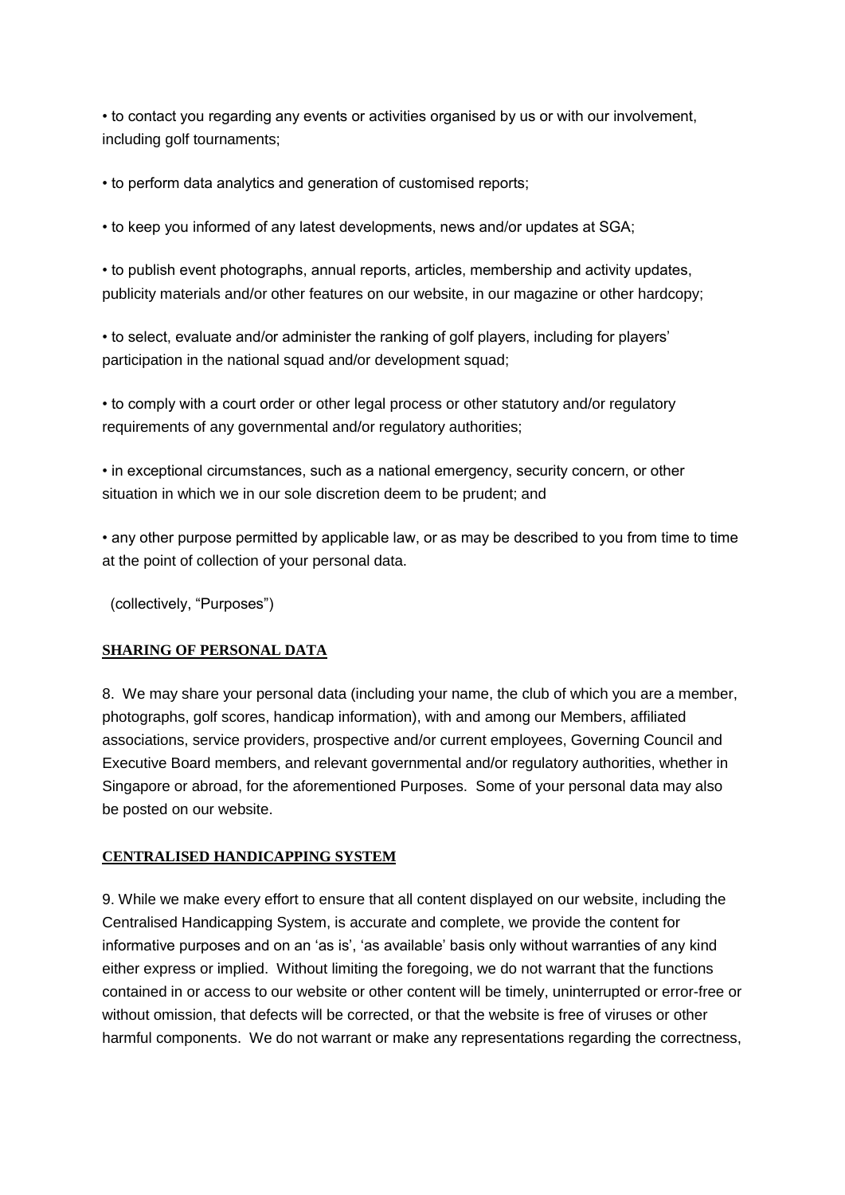- to contact you regarding any events or activities organised by us or with our involvement, including golf tournaments;
- to perform data analytics and generation of customised reports;
- to keep you informed of any latest developments, news and/or updates at SGA;
- to publish event photographs, annual reports, articles, membership and activity updates, publicity materials and/or other features on our website, in our magazine or other hardcopy;
- to select, evaluate and/or administer the ranking of golf players, including for players' participation in the national squad and/or development squad;
- to comply with a court order or other legal process or other statutory and/or regulatory requirements of any governmental and/or regulatory authorities;
- in exceptional circumstances, such as a national emergency, security concern, or other situation in which we in our sole discretion deem to be prudent; and
- any other purpose permitted by applicable law, or as may be described to you from time to time at the point of collection of your personal data.

(collectively, "Purposes")

## SHARING OF PERSONAL DATA

8. We may share your personal data (including your name, the club of which you are a member, photographs, golf scores, handicap information), with and among our Members, affiliated associations, service providers, prospective and/or current employees, Governing Council and Executive Board members, and relevant governmental and/or regulatory authorities, whether in Singapore or abroad, for the aforementioned Purposes. Some of your personal data may also be posted on our website.

## CENTRALISED HANDICAPPING SYSTEM

9. While we make every effort to ensure that all content displayed on our website, including the Centralised Handicapping System, is accurate and complete, we provide the content for informative purposes and on an 'as is', 'as available' basis only without warranties of any kind either express or implied. Without limiting the foregoing, we do not warrant that the functions contained in or access to our website or other content will be timely, uninterrupted or error-free or without omission, that defects will be corrected, or that the website is free of viruses or other harmful components. We do not warrant or make any representations regarding the correctness,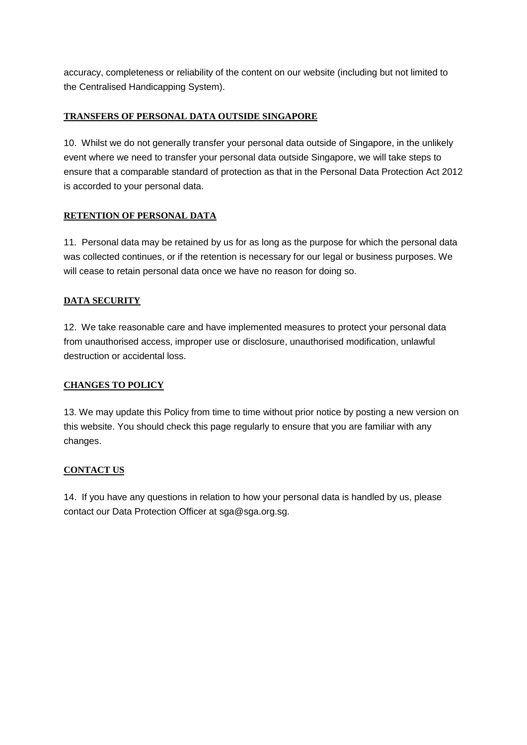accuracy, completeness or reliability of the content on our website (including but not limited to the Centralised Handicapping System).

## TRANSFERS OF PERSONAL DATA OUTSIDE SINGAPORE

10. Whilst we do not generally transfer your personal data outside of Singapore, in the unlikely event where we need to transfer your personal data outside Singapore, we will take steps to ensure that a comparable standard of protection as that in the Personal Data Protection Act 2012 is accorded to your personal data.

## RETENTION OF PERSONAL DATA

11. Personal data may be retained by us for as long as the purpose for which the personal data was collected continues, or if the retention is necessary for our legal or business purposes. We will cease to retain personal data once we have no reason for doing so.

## DATA SECURITY

12. We take reasonable care and have implemented measures to protect your personal data from unauthorised access, improper use or disclosure, unauthorised modification, unlawful destruction or accidental loss.

## CHANGES TO POLICY

13. We may update this Policy from time to time without prior notice by posting a new version on this website. You should check this page regularly to ensure that you are familiar with any changes.

## CONTACT US

14. If you have any questions in relation to how your personal data is handled by us, please contact our Data Protection Officer at sga@sga.org.sg.